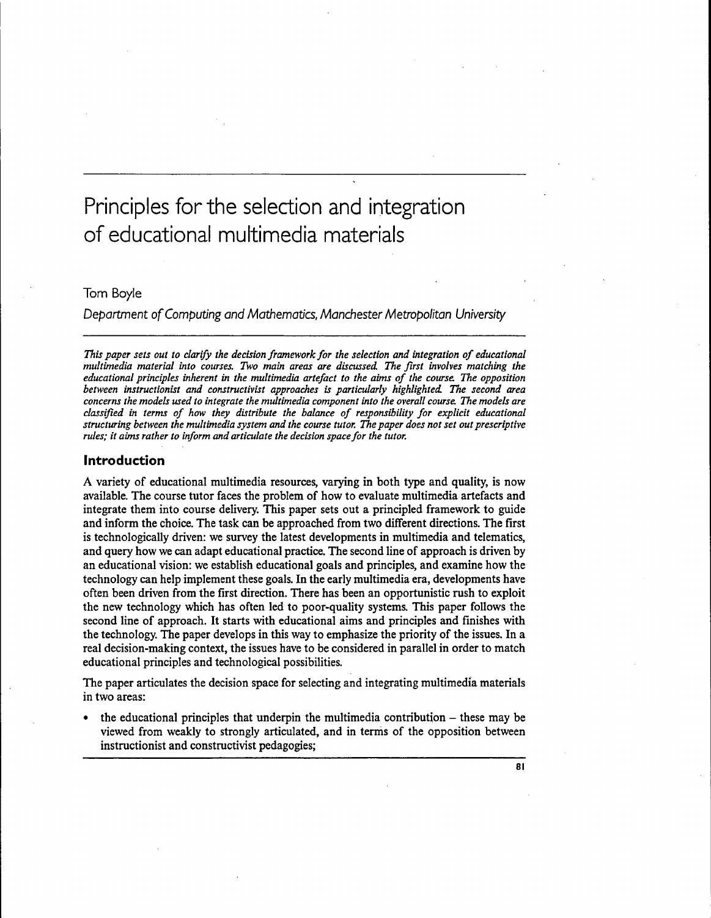# Principles for the selection and integration of educational multimedia materials

Tom Boyle

*Department of Computing and Mathematics, Manchester Metropolitan University*

*This paper sets out to clarify the decision framework for the selection and integration of educational multimedia material into courses. Two main areas are discussed. The first involves matching the educational principles inherent in the multimedia artefact to the aims of the course. The opposition between instructionist and constructivist approaches is particularly highlighted. The second area concerns the models used to integrate the multimedia component into the overall course. The models are classified in terms of how they distribute the balance of responsibility for explicit educational structuring between the multimedia system and the course tutor. The paper does not set out prescriptive rules; it aims rather to inform and articulate the decision space for the tutor.*

## Introduction

A variety of educational multimedia resources, varying in both type and quality, is now available. The course tutor faces the problem of how to evaluate multimedia artefacts and integrate them into course delivery. This paper sets out a principled framework to guide and inform the choice. The task can be approached from two different directions. The first is technologically driven: we survey the latest developments in multimedia and telematics, and query how we can adapt educational practice. The second line of approach is driven by an educational vision: we establish educational goals and principles, and examine how the technology can help implement these goals. In the early multimedia era, developments have often been driven from the first direction. There has been an opportunistic rush to exploit the new technology which has often led to poor-quality systems. This paper follows the second line of approach. It starts with educational aims and principles and finishes with the technology. The paper develops in this way to emphasize the priority of the issues. In a real decision-making context, the issues have to be considered in parallel in order to match educational principles and technological possibilities.

The paper articulates the decision space for selecting and integrating multimedia materials in two areas:

- the educational principles that underpin the multimedia contribution – these may be viewed from weakly to strongly articulated, and in terms of the opposition between instructionist and constructivist pedagogies;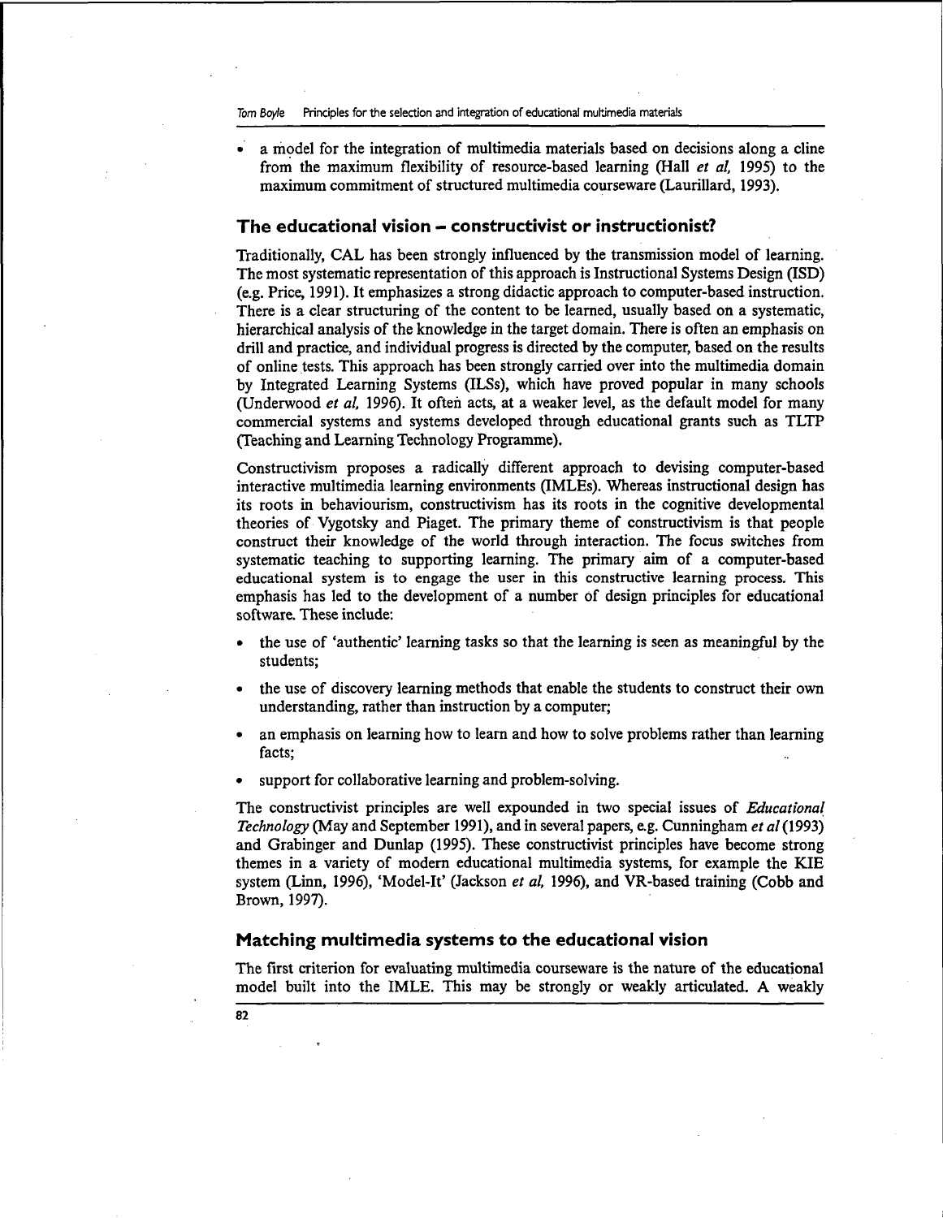- a model for the integration of multimedia materials based on decisions along a cline from the maximum flexibility of resource-based learning (Hall *et al*, 1995) to the maximum commitment of structured multimedia courseware (Laurillard, 1993).

## The educational vision – constructivist or instructionist?

Traditionally, CAL has been strongly influenced by the transmission model of learning. The most systematic representation of this approach is Instructional Systems Design (ISD) (e.g. Price, 1991). It emphasizes a strong didactic approach to computer-based instruction. There is a clear structuring of the content to be learned, usually based on a systematic, hierarchical analysis of the knowledge in the target domain. There is often an emphasis on drill and practice, and individual progress is directed by the computer, based on the results of online tests. This approach has been strongly carried over into the multimedia domain by Integrated Learning Systems (ILSs), which have proved popular in many schools (Underwood *et al*, 1996). It often acts, at a weaker level, as the default model for many commercial systems and systems developed through educational grants such as TLTP (Teaching and Learning Technology Programme).

Constructivism proposes a radically different approach to devising computer-based interactive multimedia learning environments (IMLEs). Whereas instructional design has its roots in behaviourism, constructivism has its roots in the cognitive developmental theories of Vygotsky and Piaget. The primary theme of constructivism is that people construct their knowledge of the world through interaction. The focus switches from systematic teaching to supporting learning. The primary aim of a computer-based educational system is to engage the user in this constructive learning process. This emphasis has led to the development of a number of design principles for educational software. These include:

- the use of 'authentic' learning tasks so that the learning is seen as meaningful by the students;
- the use of discovery learning methods that enable the students to construct their own understanding, rather than instruction by a computer;
- an emphasis on learning how to learn and how to solve problems rather than learning facts;
- support for collaborative learning and problem-solving.

The constructivist principles are well expounded in two special issues of *Educational Technology* (May and September 1991), and in several papers, e.g. Cunningham *et al* (1993) and Grabinger and Dunlap (1995). These constructivist principles have become strong themes in a variety of modern educational multimedia systems, for example the KIE system (Linn, 1996), 'Model-It' (Jackson *et al*, 1996), and VR-based training (Cobb and Brown, 1997).

## Matching multimedia systems to the educational vision

The first criterion for evaluating multimedia courseware is the nature of the educational model built into the IMLE. This may be strongly or weakly articulated. A weakly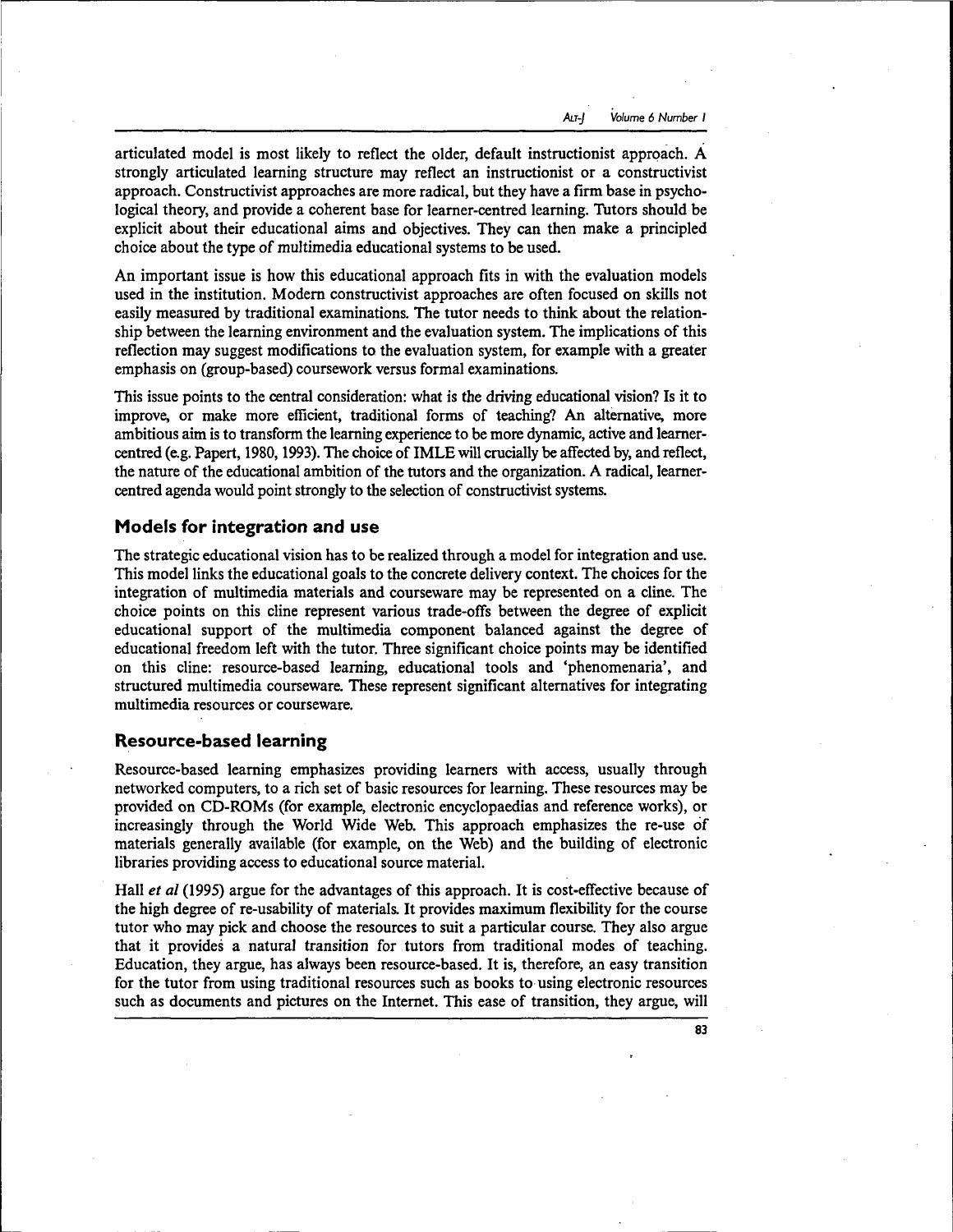articulated model is most likely to reflect the older, default instructionist approach. A strongly articulated learning structure may reflect an instructionist or a constructivist approach. Constructivist approaches are more radical, but they have a firm base in psychological theory, and provide a coherent base for learner-centred learning. Tutors should be explicit about their educational aims and objectives. They can then make a principled choice about the type of multimedia educational systems to be used.

An important issue is how this educational approach fits in with the evaluation models used in the institution. Modern constructivist approaches are often focused on skills not easily measured by traditional examinations. The tutor needs to think about the relationship between the learning environment and the evaluation system. The implications of this reflection may suggest modifications to the evaluation system, for example with a greater emphasis on (group-based) coursework versus formal examinations.

This issue points to the central consideration: what is the driving educational vision? Is it to improve, or make more efficient, traditional forms of teaching? An alternative, more ambitious aim is to transform the learning experience to be more dynamic, active and learner-centred (e.g. Papert, 1980, 1993). The choice of IMLE will crucially be affected by, and reflect, the nature of the educational ambition of the tutors and the organization. A radical, learner-centred agenda would point strongly to the selection of constructivist systems.

## Models for integration and use

The strategic educational vision has to be realized through a model for integration and use. This model links the educational goals to the concrete delivery context. The choices for the integration of multimedia materials and courseware may be represented on a cline. The choice points on this cline represent various trade-offs between the degree of explicit educational support of the multimedia component balanced against the degree of educational freedom left with the tutor. Three significant choice points may be identified on this cline: resource-based learning, educational tools and 'phenomenaria', and structured multimedia courseware. These represent significant alternatives for integrating multimedia resources or courseware.

## Resource-based learning

Resource-based learning emphasizes providing learners with access, usually through networked computers, to a rich set of basic resources for learning. These resources may be provided on CD-ROMs (for example, electronic encyclopaedias and reference works), or increasingly through the World Wide Web. This approach emphasizes the re-use of materials generally available (for example, on the Web) and the building of electronic libraries providing access to educational source material.

Hall *et al* (1995) argue for the advantages of this approach. It is cost-effective because of the high degree of re-usability of materials. It provides maximum flexibility for the course tutor who may pick and choose the resources to suit a particular course. They also argue that it provides a natural transition for tutors from traditional modes of teaching. Education, they argue, has always been resource-based. It is, therefore, an easy transition for the tutor from using traditional resources such as books to using electronic resources such as documents and pictures on the Internet. This ease of transition, they argue, will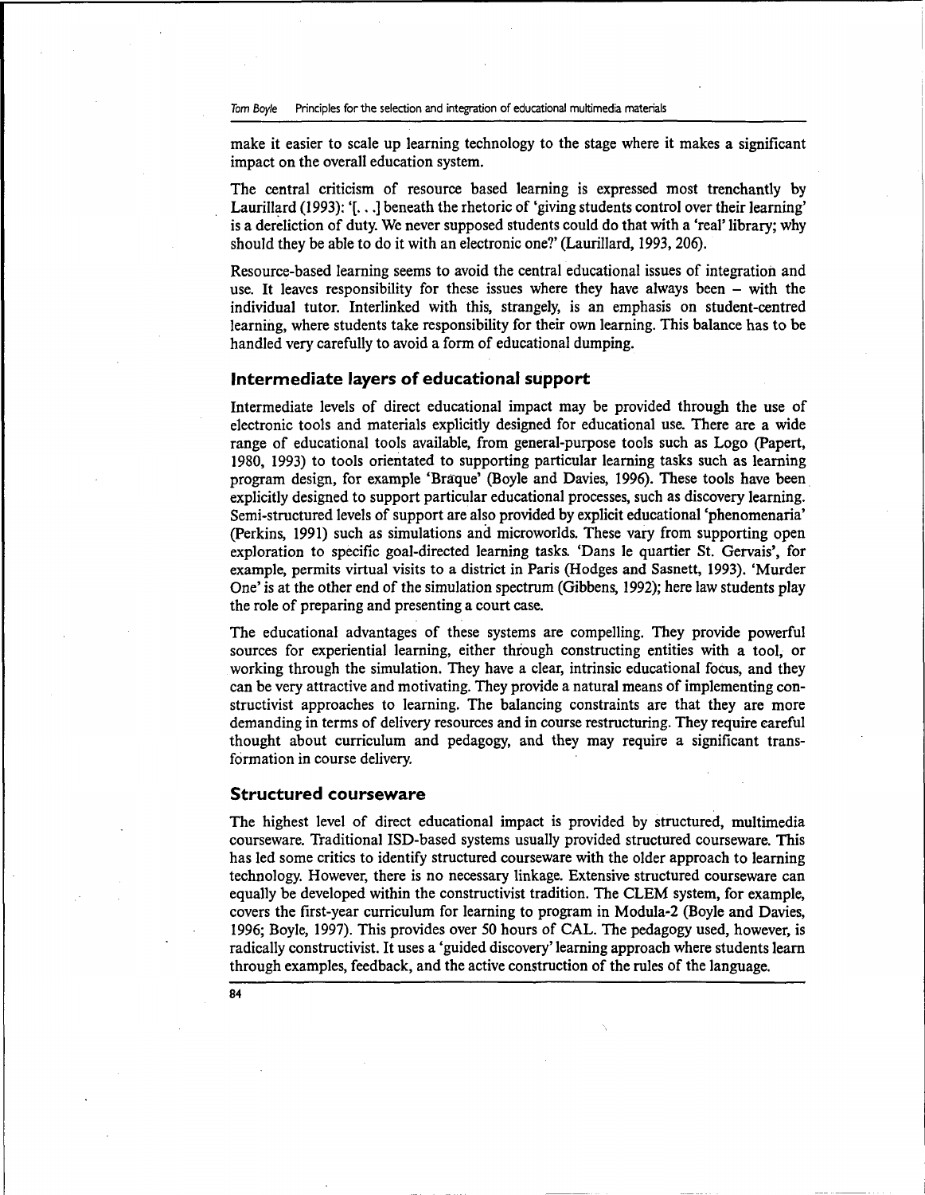make it easier to scale up learning technology to the stage where it makes a significant impact on the overall education system.

The central criticism of resource based learning is expressed most trenchantly by Laurillard (1993): '[. . .] beneath the rhetoric of 'giving students control over their learning' is a dereliction of duty. We never supposed students could do that with a 'real' library; why should they be able to do it with an electronic one?' (Laurillard, 1993, 206).

Resource-based learning seems to avoid the central educational issues of integration and use. It leaves responsibility for these issues where they have always been – with the individual tutor. Interlinked with this, strangely, is an emphasis on student-centred learning, where students take responsibility for their own learning. This balance has to be handled very carefully to avoid a form of educational dumping.

## Intermediate layers of educational support

Intermediate levels of direct educational impact may be provided through the use of electronic tools and materials explicitly designed for educational use. There are a wide range of educational tools available, from general-purpose tools such as Logo (Papert, 1980, 1993) to tools orientated to supporting particular learning tasks such as learning program design, for example 'Braque' (Boyle and Davies, 1996). These tools have been explicitly designed to support particular educational processes, such as discovery learning. Semi-structured levels of support are also provided by explicit educational 'phenomenaria' (Perkins, 1991) such as simulations and microworlds. These vary from supporting open exploration to specific goal-directed learning tasks. 'Dans le quartier St. Gervais', for example, permits virtual visits to a district in Paris (Hodges and Sasnett, 1993). 'Murder One' is at the other end of the simulation spectrum (Gibbens, 1992); here law students play the role of preparing and presenting a court case.

The educational advantages of these systems are compelling. They provide powerful sources for experiential learning, either through constructing entities with a tool, or working through the simulation. They have a clear, intrinsic educational focus, and they can be very attractive and motivating. They provide a natural means of implementing constructivist approaches to learning. The balancing constraints are that they are more demanding in terms of delivery resources and in course restructuring. They require careful thought about curriculum and pedagogy, and they may require a significant transformation in course delivery.

## Structured courseware

The highest level of direct educational impact is provided by structured, multimedia courseware. Traditional ISD-based systems usually provided structured courseware. This has led some critics to identify structured courseware with the older approach to learning technology. However, there is no necessary linkage. Extensive structured courseware can equally be developed within the constructivist tradition. The CLEM system, for example, covers the first-year curriculum for learning to program in Modula-2 (Boyle and Davies, 1996; Boyle, 1997). This provides over 50 hours of CAL. The pedagogy used, however, is radically constructivist. It uses a 'guided discovery' learning approach where students learn through examples, feedback, and the active construction of the rules of the language.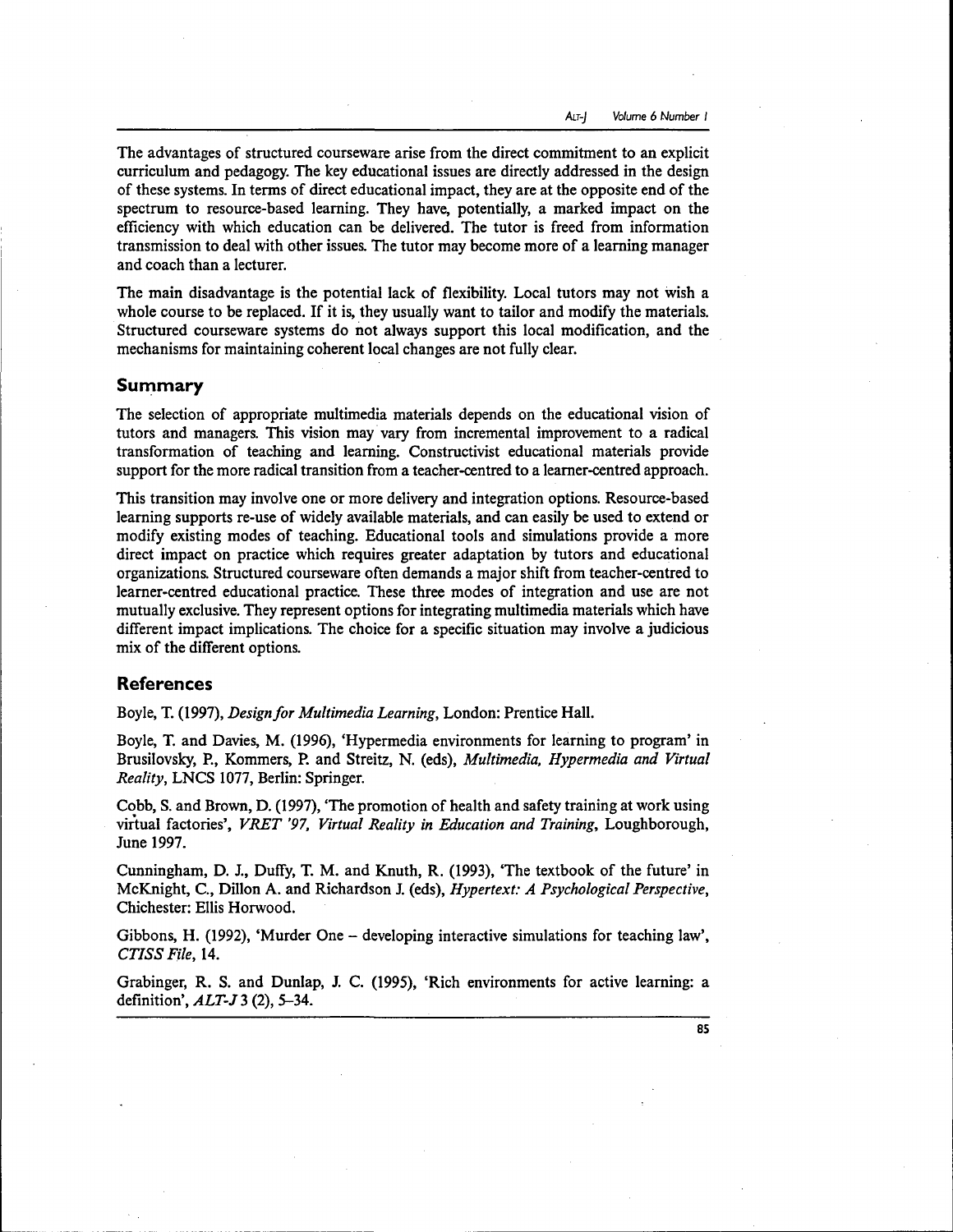The advantages of structured courseware arise from the direct commitment to an explicit curriculum and pedagogy. The key educational issues are directly addressed in the design of these systems. In terms of direct educational impact, they are at the opposite end of the spectrum to resource-based learning. They have, potentially, a marked impact on the efficiency with which education can be delivered. The tutor is freed from information transmission to deal with other issues. The tutor may become more of a learning manager and coach than a lecturer.

The main disadvantage is the potential lack of flexibility. Local tutors may not wish a whole course to be replaced. If it is, they usually want to tailor and modify the materials. Structured courseware systems do not always support this local modification, and the mechanisms for maintaining coherent local changes are not fully clear.

## Summary

The selection of appropriate multimedia materials depends on the educational vision of tutors and managers. This vision may vary from incremental improvement to a radical transformation of teaching and learning. Constructivist educational materials provide support for the more radical transition from a teacher-centred to a learner-centred approach.

This transition may involve one or more delivery and integration options. Resource-based learning supports re-use of widely available materials, and can easily be used to extend or modify existing modes of teaching. Educational tools and simulations provide a more direct impact on practice which requires greater adaptation by tutors and educational organizations. Structured courseware often demands a major shift from teacher-centred to learner-centred educational practice. These three modes of integration and use are not mutually exclusive. They represent options for integrating multimedia materials which have different impact implications. The choice for a specific situation may involve a judicious mix of the different options.

## References

Boyle, T. (1997), *Design for Multimedia Learning*, London: Prentice Hall.

Boyle, T. and Davies, M. (1996), 'Hypermedia environments for learning to program' in Brusilovsky, P., Kommers, P. and Streitz, N. (eds), *Multimedia, Hypermedia and Virtual Reality*, LNCS 1077, Berlin: Springer.

Cobb, S. and Brown, D. (1997), 'The promotion of health and safety training at work using virtual factories', *VRET '97, Virtual Reality in Education and Training*, Loughborough, June 1997.

Cunningham, D. J., Duffy, T. M. and Knuth, R. (1993), 'The textbook of the future' in McKnight, C., Dillon A. and Richardson J. (eds), *Hypertext: A Psychological Perspective*, Chichester: Ellis Horwood.

Gibbons, H. (1992), 'Murder One – developing interactive simulations for teaching law', *CTISS File*, 14.

Grabinger, R. S. and Dunlap, J. C. (1995), 'Rich environments for active learning: a definition', *ALT-J* 3 (2), 5–34.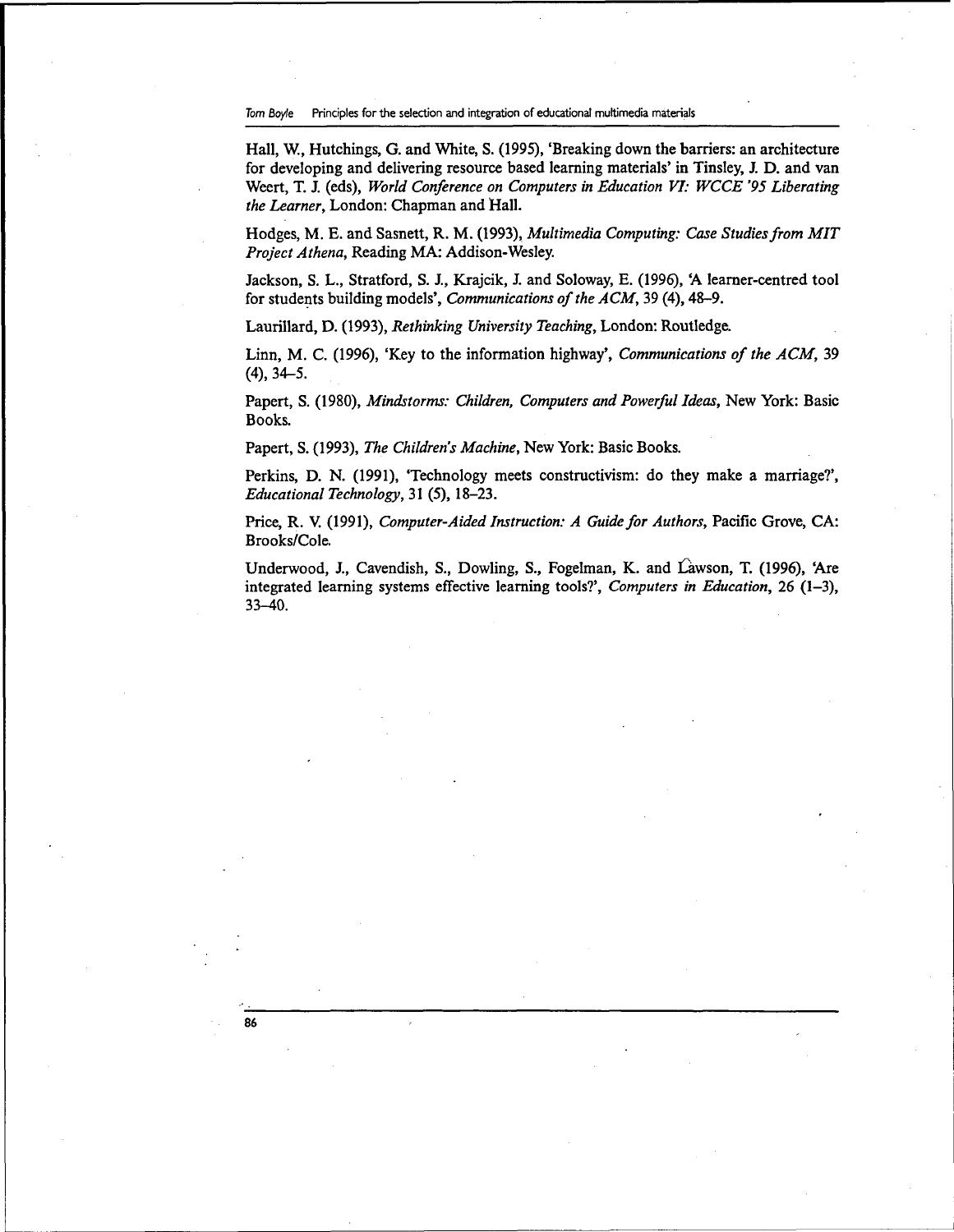Hall, W., Hutchings, G. and White, S. (1995), 'Breaking down the barriers: an architecture for developing and delivering resource based learning materials' in Tinsley, J. D. and van Weert, T. J. (eds), *World Conference on Computers in Education VI: WCCE '95 Liberating the Learner*, London: Chapman and Hall.

Hodges, M. E. and Sasnett, R. M. (1993), *Multimedia Computing: Case Studies from MIT Project Athena*, Reading MA: Addison-Wesley.

Jackson, S. L., Stratford, S. J., Krajcik, J. and Soloway, E. (1996), 'A learner-centred tool for students building models', *Communications of the ACM*, 39 (4), 48–9.

Laurillard, D. (1993), *Rethinking University Teaching*, London: Routledge.

Linn, M. C. (1996), 'Key to the information highway', *Communications of the ACM*, 39 (4), 34–5.

Papert, S. (1980), *Mindstorms: Children, Computers and Powerful Ideas*, New York: Basic Books.

Papert, S. (1993), *The Children's Machine*, New York: Basic Books.

Perkins, D. N. (1991), 'Technology meets constructivism: do they make a marriage?', *Educational Technology*, 31 (5), 18–23.

Price, R. V. (1991), *Computer-Aided Instruction: A Guide for Authors*, Pacific Grove, CA: Brooks/Cole.

Underwood, J., Cavendish, S., Dowling, S., Fogelman, K. and Lawson, T. (1996), 'Are integrated learning systems effective learning tools?', *Computers in Education*, 26 (1–3), 33–40.